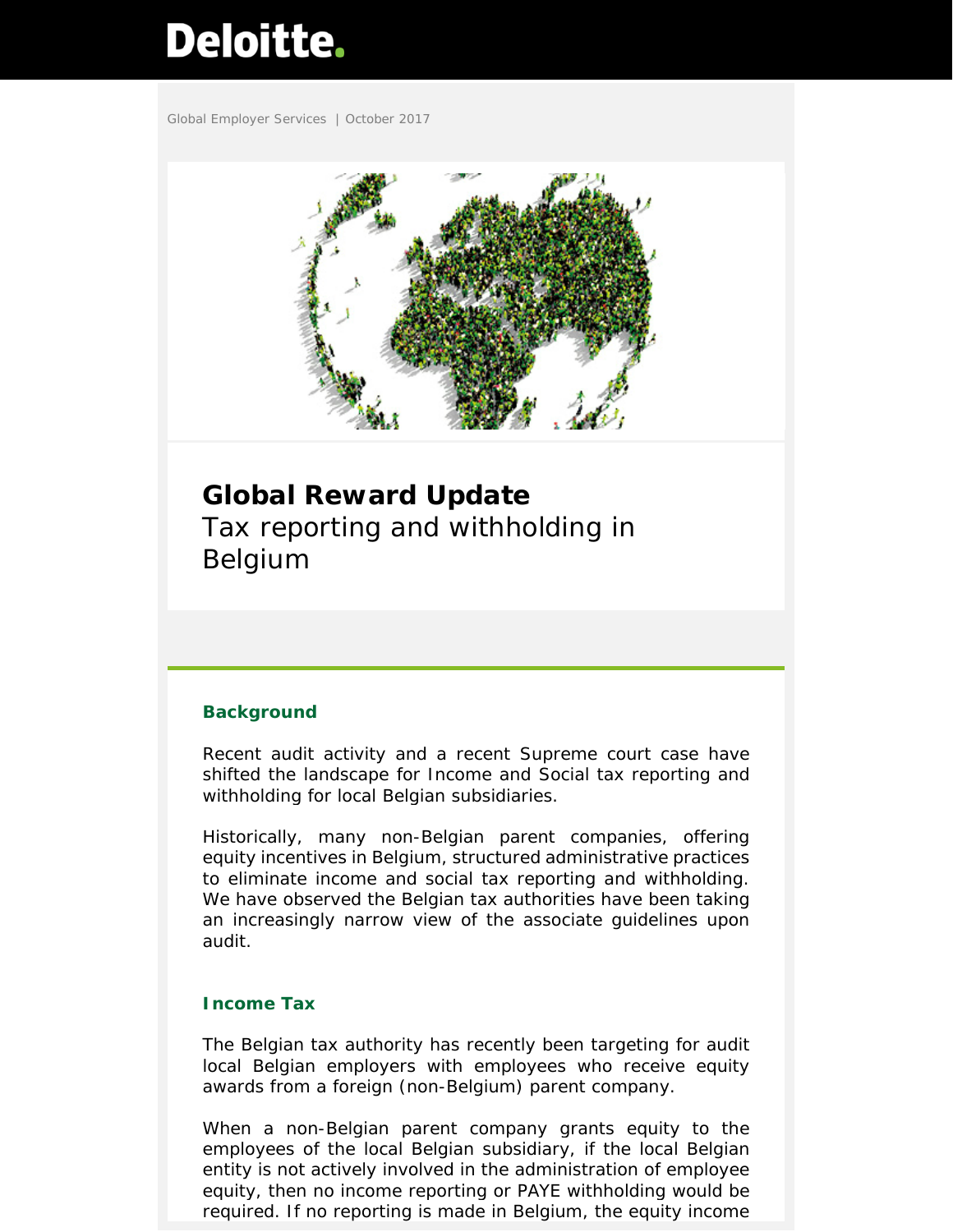Deloitte.

Global Employer Services | October 2017

# Global Reward Update

Tax reporting and withholding in Belgium

## Background

Recent audit activity and a recent Supreme court case have shifted the landscape for Income and Social tax reporting and withholding for local Belgian subsidiaries.

Historically, many non-Belgian parent companies, offering equity incentives in Belgium, structured administrative practices to eliminate income and social tax reporting and withholding. We have observed the Belgian tax authorities have been taking an increasingly narrow view of the associate guidelines upon audit.

## Income Tax

The Belgian tax authority has recently been targeting for audit local Belgian employers with employees who receive equity awards from a foreign (non-Belgium) parent company.

When a non-Belgian parent company grants equity to the employees of the local Belgian subsidiary, if the local Belgian entity is not actively involved in the administration of employee equity, then no income reporting or PAYE withholding would be required. If no reporting is made in Belgium, the equity income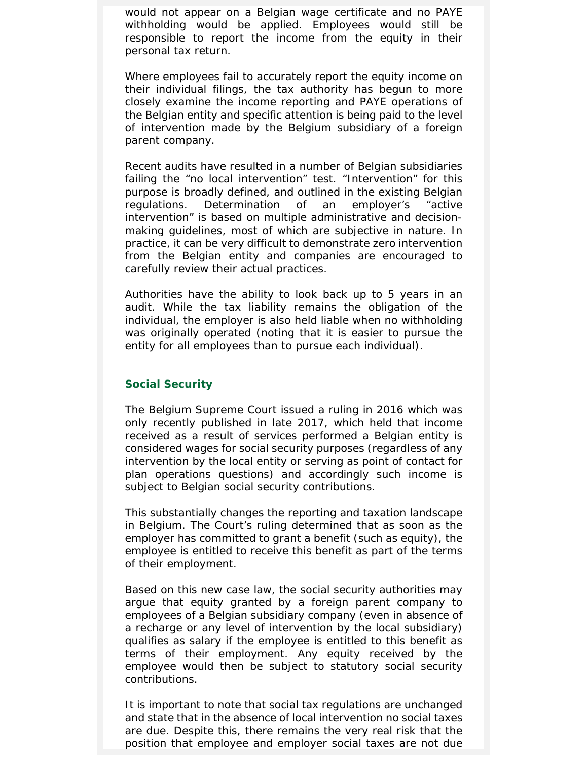would not appear on a Belgian wage certificate and no PAYE withholding would be applied. Employees would still be responsible to report the income from the equity in their personal tax return.

Where employees fail to accurately report the equity income on their individual filings, the tax authority has begun to more closely examine the income reporting and PAYE operations of the Belgian entity and specific attention is being paid to the level of intervention made by the Belgium subsidiary of a foreign parent company.

Recent audits have resulted in a number of Belgian subsidiaries failing the "no local intervention" test. "Intervention" for this purpose is broadly defined, and outlined in the existing Belgian regulations. Determination of an employer's "active intervention" is based on multiple administrative and decision-making guidelines, most of which are subjective in nature. In practice, it can be very difficult to demonstrate zero intervention from the Belgian entity and companies are encouraged to carefully review their actual practices.

Authorities have the ability to look back up to 5 years in an audit. While the tax liability remains the obligation of the individual, the employer is also held liable when no withholding was originally operated (noting that it is easier to pursue the entity for all employees than to pursue each individual).

### Social Security

The Belgium Supreme Court issued a ruling in 2016 which was only recently published in late 2017, which held that income received as a result of services performed a Belgian entity is considered wages for social security purposes (regardless of any intervention by the local entity or serving as point of contact for plan operations questions) and accordingly such income is subject to Belgian social security contributions.

This substantially changes the reporting and taxation landscape in Belgium. The Court's ruling determined that as soon as the employer has committed to grant a benefit (such as equity), the employee is entitled to receive this benefit as part of the terms of their employment.

Based on this new case law, the social security authorities may argue that equity granted by a foreign parent company to employees of a Belgian subsidiary company (even in absence of a recharge or any level of intervention by the local subsidiary) qualifies as salary if the employee is entitled to this benefit as terms of their employment. Any equity received by the employee would then be subject to statutory social security contributions.

It is important to note that social tax regulations are unchanged and state that in the absence of local intervention no social taxes are due. Despite this, there remains the very real risk that the position that employee and employer social taxes are not due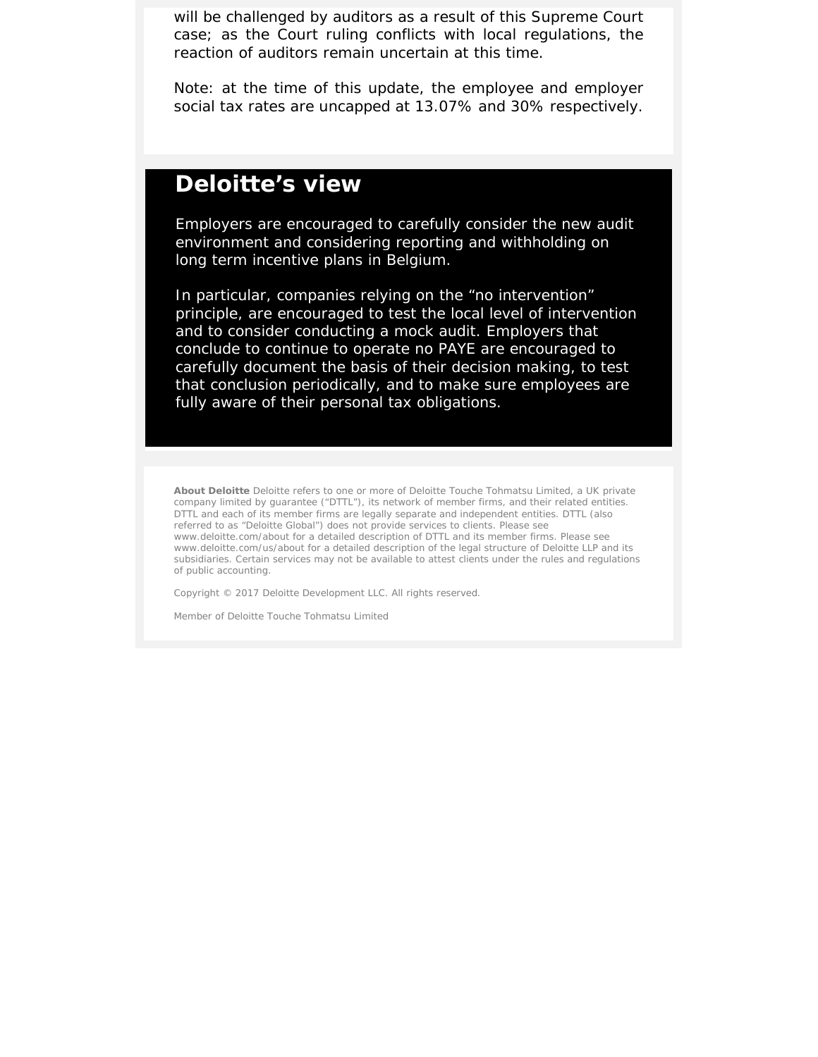will be challenged by auditors as a result of this Supreme Court case; as the Court ruling conflicts with local regulations, the reaction of auditors remain uncertain at this time.

Note: at the time of this update, the employee and employer social tax rates are uncapped at 13.07% and 30% respectively.

## Deloitte's view

Employers are encouraged to carefully consider the new audit environment and considering reporting and withholding on long term incentive plans in Belgium.

In particular, companies relying on the "no intervention" principle, are encouraged to test the local level of intervention and to consider conducting a mock audit. Employers that conclude to continue to operate no PAYE are encouraged to carefully document the basis of their decision making, to test that conclusion periodically, and to make sure employees are fully aware of their personal tax obligations.

**About Deloitte** Deloitte refers to one or more of Deloitte Touche Tohmatsu Limited, a UK private company limited by guarantee ("DTTL"), its network of member firms, and their related entities. DTTL and each of its member firms are legally separate and independent entities. DTTL (also referred to as "Deloitte Global") does not provide services to clients. Please see www.deloitte.com/about for a detailed description of DTTL and its member firms. Please see www.deloitte.com/us/about for a detailed description of the legal structure of Deloitte LLP and its subsidiaries. Certain services may not be available to attest clients under the rules and regulations of public accounting.

Copyright © 2017 Deloitte Development LLC. All rights reserved.

Member of Deloitte Touche Tohmatsu Limited